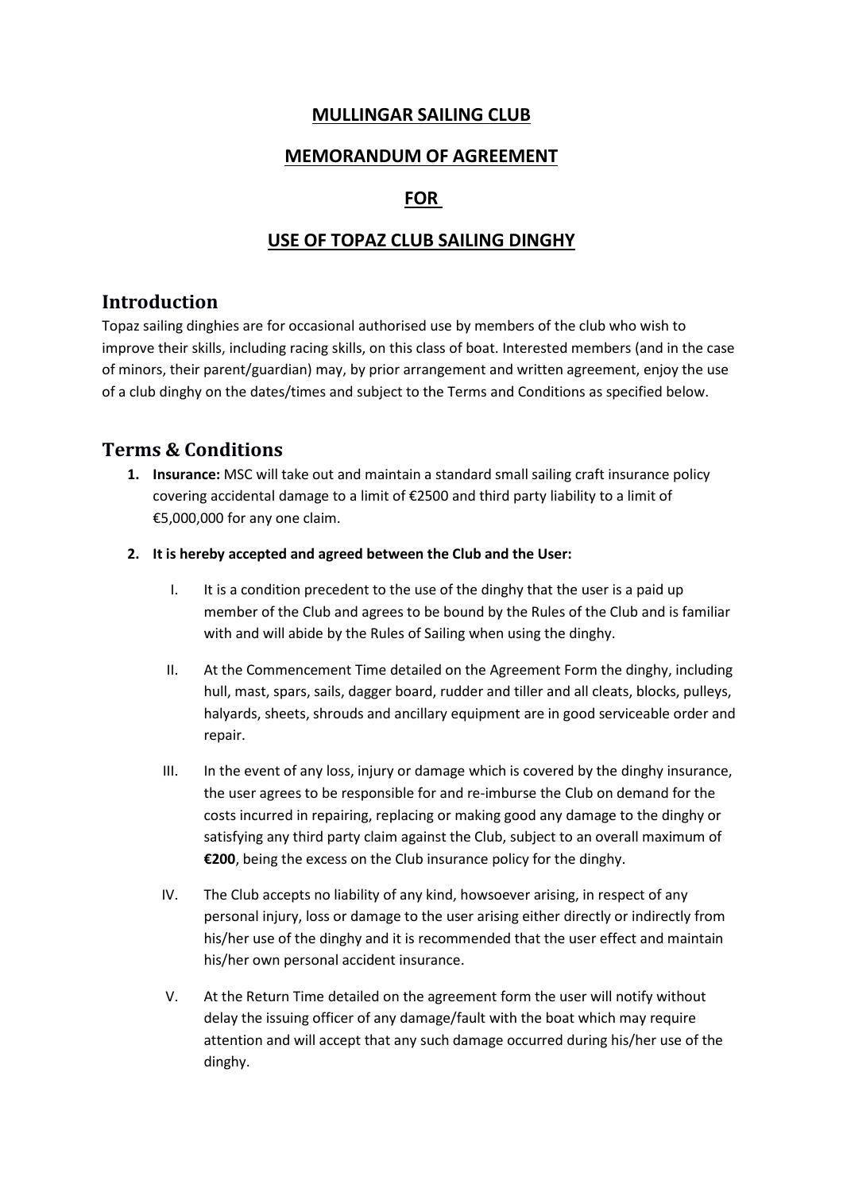# MULLINGAR SAILING CLUB

# MEMORANDUM OF AGREEMENT

# FOR

# USE OF TOPAZ CLUB SAILING DINGHY

## Introduction

Topaz sailing dinghies are for occasional authorised use by members of the club who wish to improve their skills, including racing skills, on this class of boat. Interested members (and in the case of minors, their parent/guardian) may, by prior arrangement and written agreement, enjoy the use of a club dinghy on the dates/times and subject to the Terms and Conditions as specified below.

## Terms & Conditions

1. **Insurance:** MSC will take out and maintain a standard small sailing craft insurance policy covering accidental damage to a limit of €2500 and third party liability to a limit of €5,000,000 for any one claim.

2. **It is hereby accepted and agreed between the Club and the User:**

   I. It is a condition precedent to the use of the dinghy that the user is a paid up member of the Club and agrees to be bound by the Rules of the Club and is familiar with and will abide by the Rules of Sailing when using the dinghy.

   II. At the Commencement Time detailed on the Agreement Form the dinghy, including hull, mast, spars, sails, dagger board, rudder and tiller and all cleats, blocks, pulleys, halyards, sheets, shrouds and ancillary equipment are in good serviceable order and repair.

   III. In the event of any loss, injury or damage which is covered by the dinghy insurance, the user agrees to be responsible for and re-imburse the Club on demand for the costs incurred in repairing, replacing or making good any damage to the dinghy or satisfying any third party claim against the Club, subject to an overall maximum of **€200**, being the excess on the Club insurance policy for the dinghy.

   IV. The Club accepts no liability of any kind, howsoever arising, in respect of any personal injury, loss or damage to the user arising either directly or indirectly from his/her use of the dinghy and it is recommended that the user effect and maintain his/her own personal accident insurance.

   V. At the Return Time detailed on the agreement form the user will notify without delay the issuing officer of any damage/fault with the boat which may require attention and will accept that any such damage occurred during his/her use of the dinghy.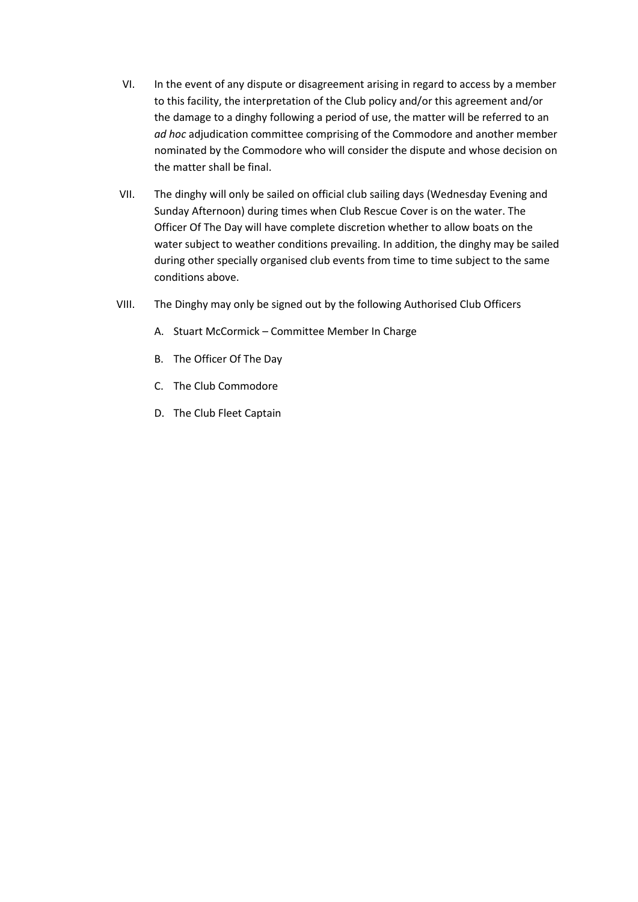VI. In the event of any dispute or disagreement arising in regard to access by a member to this facility, the interpretation of the Club policy and/or this agreement and/or the damage to a dinghy following a period of use, the matter will be referred to an *ad hoc* adjudication committee comprising of the Commodore and another member nominated by the Commodore who will consider the dispute and whose decision on the matter shall be final.

VII. The dinghy will only be sailed on official club sailing days (Wednesday Evening and Sunday Afternoon) during times when Club Rescue Cover is on the water. The Officer Of The Day will have complete discretion whether to allow boats on the water subject to weather conditions prevailing. In addition, the dinghy may be sailed during other specially organised club events from time to time subject to the same conditions above.

VIII. The Dinghy may only be signed out by the following Authorised Club Officers

   A. Stuart McCormick – Committee Member In Charge

   B. The Officer Of The Day

   C. The Club Commodore

   D. The Club Fleet Captain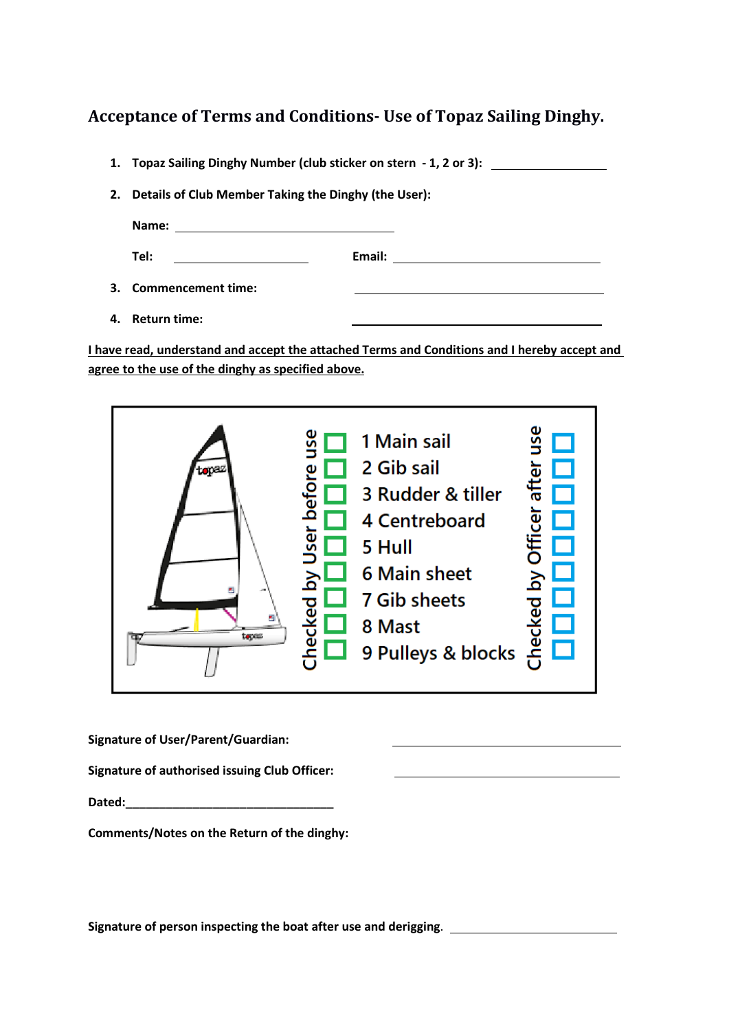# Acceptance of Terms and Conditions- Use of Topaz Sailing Dinghy.

1. **Topaz Sailing Dinghy Number (club sticker on stern - 1, 2 or 3):** ________________
2. **Details of Club Member Taking the Dinghy (the User):**

   **Name:** ________________________________

   **Tel:** ____________________ **Email:** ______________________________

3. **Commencement time:** ______________________________
4. **Return time:** ______________________________

**I have read, understand and accept the attached Terms and Conditions and I hereby accept and agree to the use of the dinghy as specified above.**

| Checked by User before use | Item | Checked by Officer after use |
|---|---|---|
| ☐ | 1 Main sail | ☐ |
| ☐ | 2 Gib sail | ☐ |
| ☐ | 3 Rudder & tiller | ☐ |
| ☐ | 4 Centreboard | ☐ |
| ☐ | 5 Hull | ☐ |
| ☐ | 6 Main sheet | ☐ |
| ☐ | 7 Gib sheets | ☐ |
| ☐ | 8 Mast | ☐ |
| ☐ | 9 Pulleys & blocks | ☐ |

**Signature of User/Parent/Guardian:** ______________________________

**Signature of authorised issuing Club Officer:** ______________________________

**Dated:**______________________________

**Comments/Notes on the Return of the dinghy:**

**Signature of person inspecting the boat after use and derigging**. ______________________________